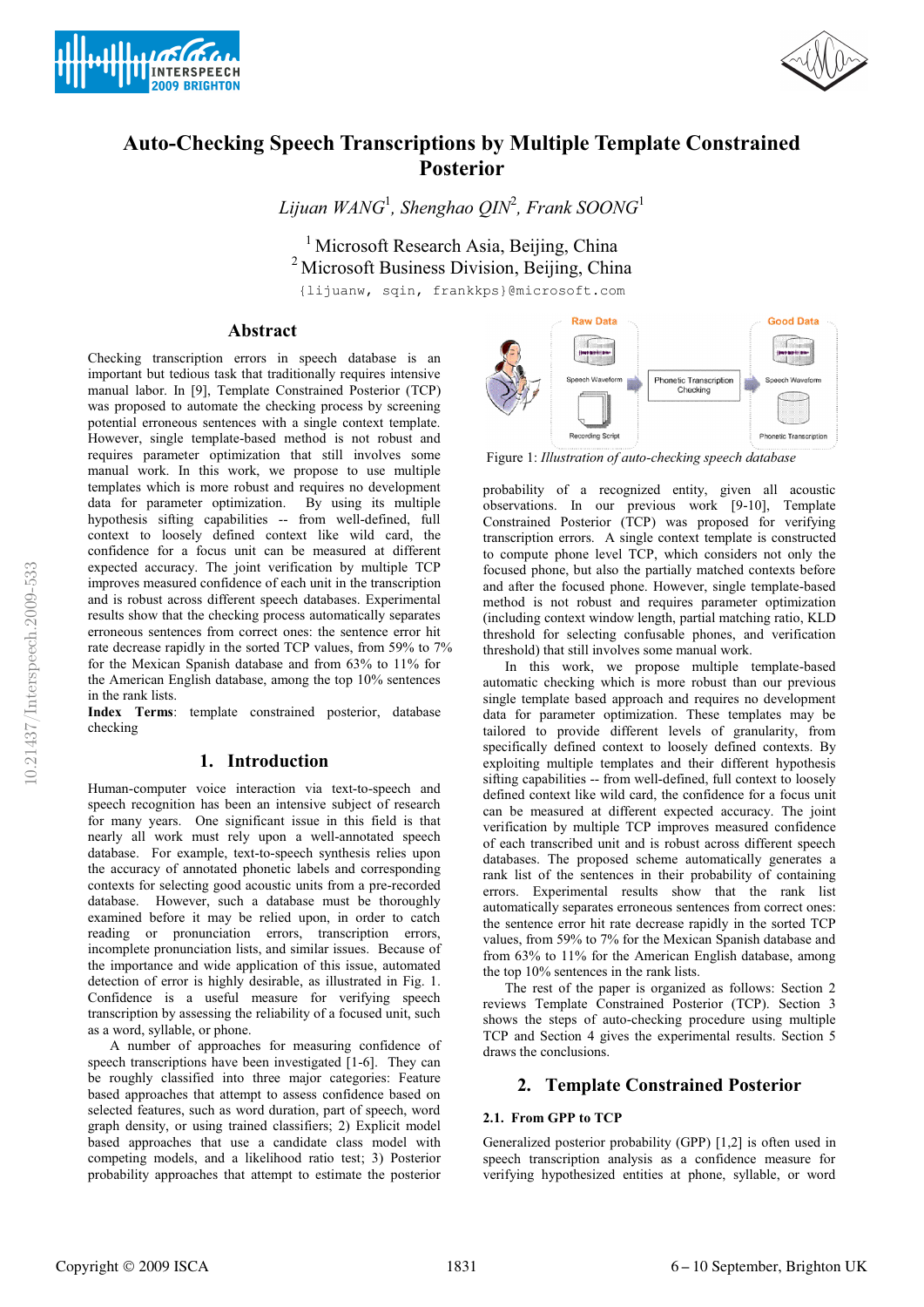# Auto-Checking Speech Transcriptions by Multiple Template Constrained Posterior

*Lijuan WANG*[1], *Shenghao QIN*[2], *Frank SOONG*[1]

[1] Microsoft Research Asia, Beijing, China
[2] Microsoft Business Division, Beijing, China

{lijuanw, sqin, frankkps}@microsoft.com

## Abstract

Checking transcription errors in speech database is an important but tedious task that traditionally requires intensive manual labor. In [9], Template Constrained Posterior (TCP) was proposed to automate the checking process by screening potential erroneous sentences with a single context template. However, single template-based method is not robust and requires parameter optimization that still involves some manual work. In this work, we propose to use multiple templates which is more robust and requires no development data for parameter optimization. By using its multiple hypothesis sifting capabilities -- from well-defined, full context to loosely defined context like wild card, the confidence for a focus unit can be measured at different expected accuracy. The joint verification by multiple TCP improves measured confidence of each unit in the transcription and is robust across different speech databases. Experimental results show that the checking process automatically separates erroneous sentences from correct ones: the sentence error hit rate decrease rapidly in the sorted TCP values, from 59% to 7% for the Mexican Spanish database and from 63% to 11% for the American English database, among the top 10% sentences in the rank lists.

**Index Terms**: template constrained posterior, database checking

## 1. Introduction

Human-computer voice interaction via text-to-speech and speech recognition has been an intensive subject of research for many years. One significant issue in this field is that nearly all work must rely upon a well-annotated speech database. For example, text-to-speech synthesis relies upon the accuracy of annotated phonetic labels and corresponding contexts for selecting good acoustic units from a pre-recorded database. However, such a database must be thoroughly examined before it may be relied upon, in order to catch reading or pronunciation errors, transcription errors, incomplete pronunciation lists, and similar issues. Because of the importance and wide application of this issue, automated detection of error is highly desirable, as illustrated in Fig. 1. Confidence is a useful measure for verifying speech transcription by assessing the reliability of a focused unit, such as a word, syllable, or phone.

A number of approaches for measuring confidence of speech transcriptions have been investigated [1-6]. They can be roughly classified into three major categories: Feature based approaches that attempt to assess confidence based on selected features, such as word duration, part of speech, word graph density, or using trained classifiers; 2) Explicit model based approaches that use a candidate class model with competing models, and a likelihood ratio test; 3) Posterior probability approaches that attempt to estimate the posterior probability of a recognized entity, given all acoustic observations. In our previous work [9-10], Template Constrained Posterior (TCP) was proposed for verifying transcription errors. A single context template is constructed to compute phone level TCP, which considers not only the focused phone, but also the partially matched contexts before and after the focused phone. However, single template-based method is not robust and requires parameter optimization (including context window length, partial matching ratio, KLD threshold for selecting confusable phones, and verification threshold) that still involves some manual work.

Raw Data — Speech Waveform, Recording Script → Phonetic Transcription Checking → Good Data — Speech Waveform, Phonetic Transcription

Figure 1: *Illustration of auto-checking speech database*

In this work, we propose multiple template-based automatic checking which is more robust than our previous single template based approach and requires no development data for parameter optimization. These templates may be tailored to provide different levels of granularity, from specifically defined context to loosely defined contexts. By exploiting multiple templates and their different hypothesis sifting capabilities -- from well-defined, full context to loosely defined context like wild card, the confidence for a focus unit can be measured at different expected accuracy. The joint verification by multiple TCP improves measured confidence of each transcribed unit and is robust across different speech databases. The proposed scheme automatically generates a rank list of the sentences in their probability of containing errors. Experimental results show that the rank list automatically separates erroneous sentences from correct ones: the sentence error hit rate decrease rapidly in the sorted TCP values, from 59% to 7% for the Mexican Spanish database and from 63% to 11% for the American English database, among the top 10% sentences in the rank lists.

The rest of the paper is organized as follows: Section 2 reviews Template Constrained Posterior (TCP). Section 3 shows the steps of auto-checking procedure using multiple TCP and Section 4 gives the experimental results. Section 5 draws the conclusions.

## 2. Template Constrained Posterior

### 2.1. From GPP to TCP

Generalized posterior probability (GPP) [1,2] is often used in speech transcription analysis as a confidence measure for verifying hypothesized entities at phone, syllable, or word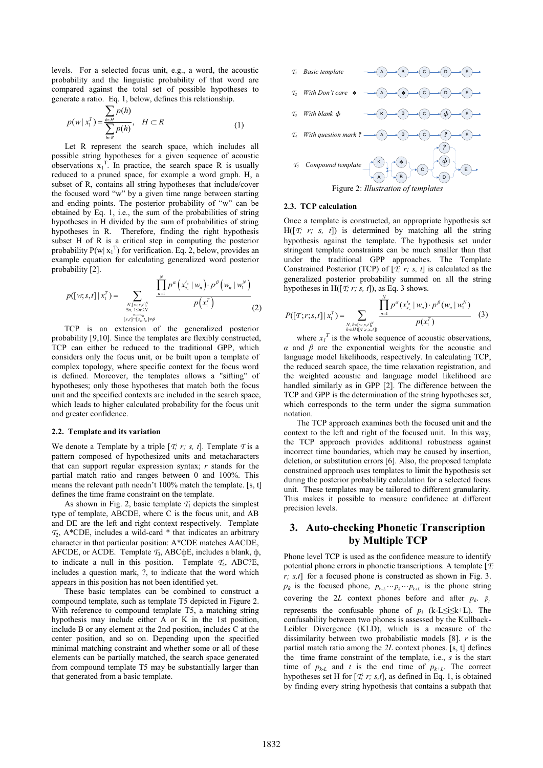levels. For a selected focus unit, e.g., a word, the acoustic probability and the linguistic probability of that word are compared against the total set of possible hypotheses to generate a ratio. Eq. 1, below, defines this relationship.

$$p(w \mid x_1^T) = \frac{\sum_{h \in H} p(h)}{\sum_{h \in R} p(h)}, \quad H \subset R \tag{1}$$

Let R represent the search space, which includes all possible string hypotheses for a given sequence of acoustic observations $x_1^T$. In practice, the search space R is usually reduced to a pruned space, for example a word graph. H, a subset of R, contains all string hypotheses that include/cover the focused word "w" by a given time range between starting and ending points. The posterior probability of "w" can be obtained by Eq. 1, i.e., the sum of the probabilities of string hypotheses in H divided by the sum of probabilities of string hypotheses in R. Therefore, finding the right hypothesis subset H of R is a critical step in computing the posterior probability $P(w \mid x_1^T)$ for verification. Eq. 2, below, provides an example equation for calculating generalized word posterior probability [2].

$$p([w;s,t] \mid x_1^T) = \sum_{\substack{N,[w;s;t]_1^N \\ \exists n,\ 1 \le n \le N \\ w = w_n \\ [s,t] \cap [s_n,t_n] \ne \phi}} \frac{\prod_{n=1}^{N} p^{\alpha}\left(x_{s_n}^{t_n} \mid w_n\right) \cdot p^{\beta}\left(w_n \mid w_1^N\right)}{p\left(x_1^T\right)} \tag{2}$$

TCP is an extension of the generalized posterior probability [9,10]. Since the templates are flexibly constructed, TCP can either be reduced to the traditional GPP, which considers only the focus unit, or be built upon a template of complex topology, where specific context for the focus word is defined. Moreover, the templates allows a "sifting" of hypotheses; only those hypotheses that match both the focus unit and the specified contexts are included in the search space, which leads to higher calculated probability for the focus unit and greater confidence.

### 2.2. Template and its variation

We denote a Template by a triple [$\mathcal{T}$; *r*; *s*, *t*]. Template $\mathcal{T}$ is a pattern composed of hypothesized units and metacharacters that can support regular expression syntax; *r* stands for the partial match ratio and ranges between 0 and 100%. This means the relevant path needn't 100% match the template. [s, t] defines the time frame constraint on the template.

As shown in Fig. 2, basic template $\mathcal{T}_1$ depicts the simplest type of template, ABCDE, where C is the focus unit, and AB and DE are the left and right context respectively. Template $\mathcal{T}_2$, A*CDE, includes a wild-card * that indicates an arbitrary character in that particular position: A*CDE matches AACDE, AFCDE, or ACDE. Template $\mathcal{T}_3$, ABCϕE, includes a blank, ϕ, to indicate a null in this position. Template $\mathcal{T}_4$, ABC?E, includes a question mark, ?, to indicate that the word which appears in this position has not been identified yet.

These basic templates can be combined to construct a compound template, such as template T5 depicted in Figure 2. With reference to compound template T5, a matching string hypothesis may include either A or K in the 1st position, include B or any element at the 2nd position, includes C at the center position, and so on. Depending upon the specified minimal matching constraint and whether some or all of these elements can be partially matched, the search space generated from compound template T5 may be substantially larger than that generated from a basic template.

$\mathcal{T}_1$ Basic template — A → B → C → D → E

$\mathcal{T}_2$ With Don't care * — A → * → C → D → E

$\mathcal{T}_3$ With blank ϕ — K → B → C → ϕ → E

$\mathcal{T}_4$ With question mark ? — A → B → C → ? → E

$\mathcal{T}_5$ Compound template — {K, A} → {*, B} → C → {?, ϕ, D} → E

Figure 2: *Illustration of templates*

### 2.3. TCP calculation

Once a template is constructed, an appropriate hypothesis set H([$\mathcal{T}$; *r*; *s*, *t*]) is determined by matching all the string hypothesis against the template. The hypothesis set under stringent template constraints can be much smaller than that under the traditional GPP approaches. The Template Constrained Posterior (TCP) of [$\mathcal{T}$; *r*; *s*, *t*] is calculated as the generalized posterior probability summed on all the string hypotheses in H([$\mathcal{T}$; *r*; *s*, *t*]), as Eq. 3 shows.

$$P([\mathcal{T};r;s,t] \mid x_1^T) = \sum_{\substack{N,h=[w,s,t]_1^N \\ h \in H([\mathcal{T};r;s,t])}} \frac{\prod_{n=1}^{N} p^{\alpha}(x_{s_n}^{t_n} \mid w_n) \cdot p^{\beta}(w_n \mid w_1^N)}{p(x_1^T)} \tag{3}$$

where $x_1^T$ is the whole sequence of acoustic observations, $\alpha$ and $\beta$ are the exponential weights for the acoustic and language model likelihoods, respectively. In calculating TCP, the reduced search space, the time relaxation registration, and the weighted acoustic and language model likelihood are handled similarly as in GPP [2]. The difference between the TCP and GPP is the determination of the string hypotheses set, which corresponds to the term under the sigma summation notation.

The TCP approach examines both the focused unit and the context to the left and right of the focused unit. In this way, the TCP approach provides additional robustness against incorrect time boundaries, which may be caused by insertion, deletion, or substitution errors [6]. Also, the proposed template constrained approach uses templates to limit the hypothesis set during the posterior probability calculation for a selected focus unit. These templates may be tailored to different granularity. This makes it possible to measure confidence at different precision levels.

## 3. Auto-checking Phonetic Transcription by Multiple TCP

Phone level TCP is used as the confidence measure to identify potential phone errors in phonetic transcriptions. A template [$\mathcal{T}$; *r*; *s,t*] for a focused phone is constructed as shown in Fig. 3. $p_k$ is the focused phone, $p_{k-L} \cdots p_k \cdots p_{k+L}$ is the phone string covering the 2*L* context phones before and after $p_k$. $\tilde{p}_i$ represents the confusable phone of $p_i$ (k-L≤i≤k+L). The confusability between two phones is assessed by the Kullback-Leibler Divergence (KLD), which is a measure of the dissimilarity between two probabilistic models [8]. *r* is the partial match ratio among the *2L* context phones. [s, t] defines the time frame constraint of the template, i.e., *s* is the start time of $p_{k-L}$ and *t* is the end time of $p_{k+L}$. The correct hypotheses set H for [$\mathcal{T}$; *r*; *s,t*], as defined in Eq. 1, is obtained by finding every string hypothesis that contains a subpath that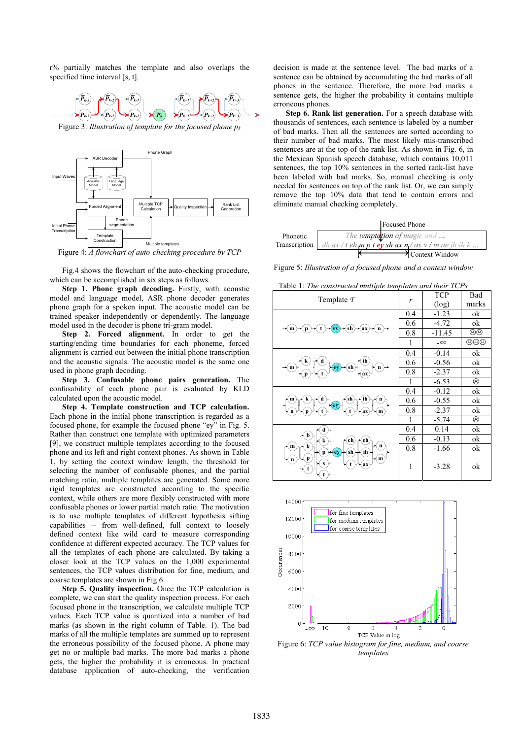r% partially matches the template and also overlaps the specified time interval [s, t].

Figure 3: *Illustration of template for the focused phone $p_k$*

Figure 4: *A flowchart of auto-checking procedure by TCP*

Fig.4 shows the flowchart of the auto-checking procedure, which can be accomplished in six steps as follows.

**Step 1. Phone graph decoding.** Firstly, with acoustic model and language model, ASR phone decoder generates phone graph for a spoken input. The acoustic model can be trained speaker independently or dependently. The language model used in the decoder is phone tri-gram model.

**Step 2. Forced alignment.** In order to get the starting/ending time boundaries for each phoneme, forced alignment is carried out between the initial phone transcription and the acoustic signals. The acoustic model is the same one used in phone graph decoding.

**Step 3. Confusable phone pairs generation.** The confusability of each phone pair is evaluated by KLD calculated upon the acoustic model.

**Step 4. Template construction and TCP calculation.** Each phone in the initial phone transcription is regarded as a focused phone, for example the focused phone "ey" in Fig. 5. Rather than construct one template with optimized parameters [9], we construct multiple templates according to the focused phone and its left and right context phones. As shown in Table 1, by setting the context window length, the threshold for selecting the number of confusable phones, and the partial matching ratio, multiple templates are generated. Some more rigid templates are constructed according to the specific context, while others are more flexibly constructed with more confusable phones or lower partial match ratio. The motivation is to use multiple templates of different hypothesis sifting capabilities -- from well-defined, full context to loosely defined context like wild card to measure corresponding confidence at different expected accuracy. The TCP values for all the templates of each phone are calculated. By taking a closer look at the TCP values on the 1,000 experimental sentences, the TCP values distribution for fine, medium, and coarse templates are shown in Fig.6.

**Step 5. Quality inspection.** Once the TCP calculation is complete, we can start the quality inspection process. For each focused phone in the transcription, we calculate multiple TCP values. Each TCP value is quantized into a number of bad marks (as shown in the right column of Table. 1). The bad marks of all the multiple templates are summed up to represent the erroneous possibility of the focused phone. A phone may get no or multiple bad marks. The more bad marks a phone gets, the higher the probability it is erroneous. In practical database application of auto-checking, the verification decision is made at the sentence level. The bad marks of a sentence can be obtained by accumulating the bad marks of all phones in the sentence. Therefore, the more bad marks a sentence gets, the higher the probability it contains multiple erroneous phones.

**Step 6. Rank list generation.** For a speech database with thousands of sentences, each sentence is labeled by a number of bad marks. Then all the sentences are sorted according to their number of bad marks. The most likely mis-transcribed sentences are at the top of the rank list. As shown in Fig. 6, in the Mexican Spanish speech database, which contains 10,011 sentences, the top 10% sentences in the sorted rank-list have been labeled with bad marks. So, manual checking is only needed for sentences on top of the rank list. Or, we can simply remove the top 10% data that tend to contain errors and eliminate manual checking completely.

Figure 5: *Illustration of a focused phone and a context window*

Table 1: *The constructed multiple templates and their TCPs*

| Template $\mathcal{T}$ | $r$ | TCP (log) | Bad marks |
|---|---|---|---|
| m → p → t → ey → sh → ax → n | 0.4 | -1.23 | ok |
| | 0.6 | -4.72 | ok |
| | 0.8 | -11.45 | ☹☹ |
| | 1 | $-\infty$ | ☹☹☹ |
| m → {k, p} → {d, t} → ey → sh → {ih, ax} → n | 0.4 | -0.14 | ok |
| | 0.6 | -0.56 | ok |
| | 0.8 | -2.37 | ok |
| | 1 | -6.53 | ☹ |
| {m, n} → {k, p} → {d, t} → ey → {sh, t} → {ih, ax} → {n, m} | 0.4 | -0.12 | ok |
| | 0.6 | -0.55 | ok |
| | 0.8 | -2.37 | ok |
| | 1 | -5.74 | ☹ |
| {m, n} → {b, k, p} → {d, k, p, s, t} → ey → {ch, sh, t} → {eh, ih, ax} → {n, m} | 0.4 | 0.14 | ok |
| | 0.6 | -0.13 | ok |
| | 0.8 | -1.66 | ok |
| | 1 | -3.28 | ok |

Figure 6: *TCP value histogram for fine, medium, and coarse templates*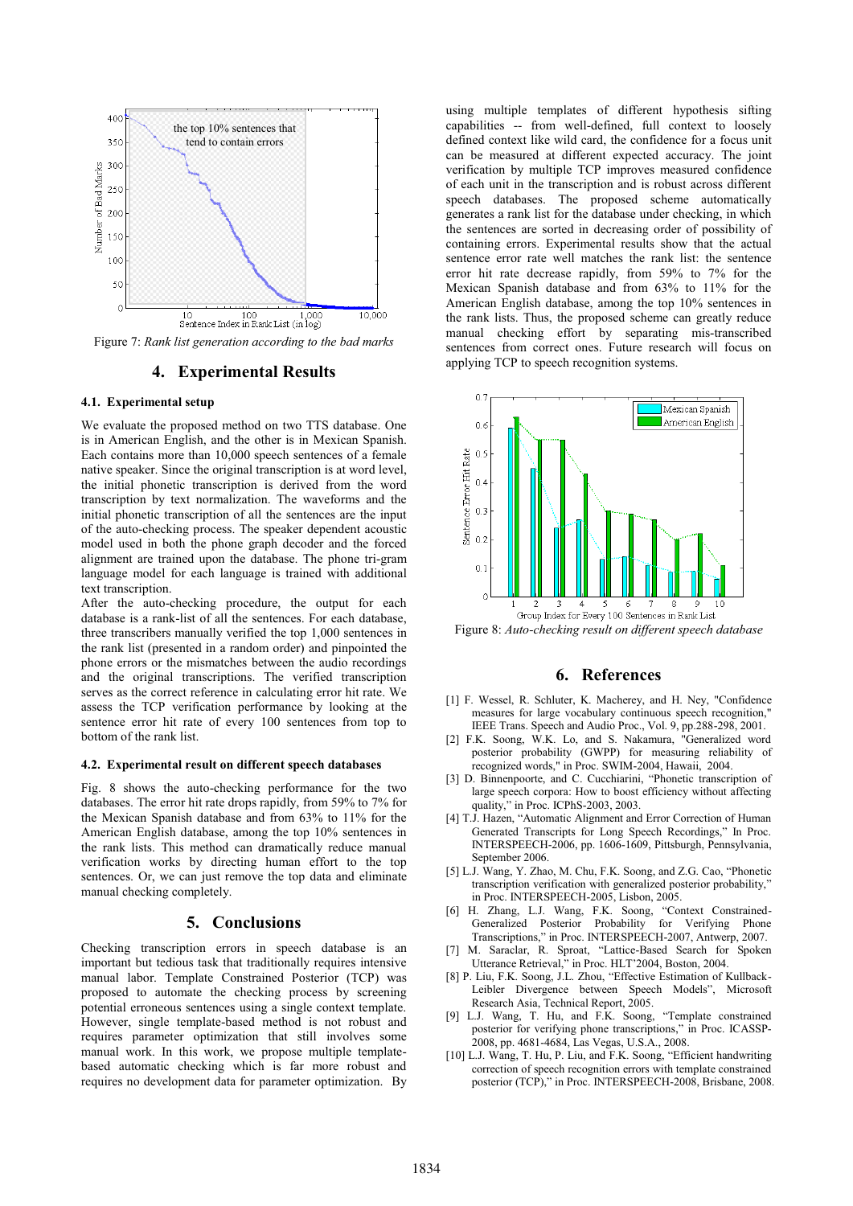400
350
300
250
200
150
100
50
0

the top 10% sentences that tend to contain errors

Number of Bad Marks

10 100 1,000 10,000

Sentence Index in Rank List (in log)

Figure 7: *Rank list generation according to the bad marks*

## 4. Experimental Results

### 4.1. Experimental setup

We evaluate the proposed method on two TTS database. One is in American English, and the other is in Mexican Spanish. Each contains more than 10,000 speech sentences of a female native speaker. Since the original transcription is at word level, the initial phonetic transcription is derived from the word transcription by text normalization. The waveforms and the initial phonetic transcription of all the sentences are the input of the auto-checking process. The speaker dependent acoustic model used in both the phone graph decoder and the forced alignment are trained upon the database. The phone tri-gram language model for each language is trained with additional text transcription.

After the auto-checking procedure, the output for each database is a rank-list of all the sentences. For each database, three transcribers manually verified the top 1,000 sentences in the rank list (presented in a random order) and pinpointed the phone errors or the mismatches between the audio recordings and the original transcriptions. The verified transcription serves as the correct reference in calculating error hit rate. We assess the TCP verification performance by looking at the sentence error hit rate of every 100 sentences from top to bottom of the rank list.

### 4.2. Experimental result on different speech databases

Fig. 8 shows the auto-checking performance for the two databases. The error hit rate drops rapidly, from 59% to 7% for the Mexican Spanish database and from 63% to 11% for the American English database, among the top 10% sentences in the rank lists. This method can dramatically reduce manual verification works by directing human effort to the top sentences. Or, we can just remove the top data and eliminate manual checking completely.

## 5. Conclusions

Checking transcription errors in speech database is an important but tedious task that traditionally requires intensive manual labor. Template Constrained Posterior (TCP) was proposed to automate the checking process by screening potential erroneous sentences using a single context template. However, single template-based method is not robust and requires parameter optimization that still involves some manual work. In this work, we propose multiple template-based automatic checking which is far more robust and requires no development data for parameter optimization. By using multiple templates of different hypothesis sifting capabilities -- from well-defined, full context to loosely defined context like wild card, the confidence for a focus unit can be measured at different expected accuracy. The joint verification by multiple TCP improves measured confidence of each unit in the transcription and is robust across different speech databases. The proposed scheme automatically generates a rank list for the database under checking, in which the sentences are sorted in decreasing order of possibility of containing errors. Experimental results show that the actual sentence error rate well matches the rank list: the sentence error hit rate decrease rapidly, from 59% to 7% for the Mexican Spanish database and from 63% to 11% for the American English database, among the top 10% sentences in the rank lists. Thus, the proposed scheme can greatly reduce manual checking effort by separating mis-transcribed sentences from correct ones. Future research will focus on applying TCP to speech recognition systems.

0.7
0.6
0.5
0.4
0.3
0.2
0.1
0

Mexican Spanish
American English

Sentence Error Hit Rate

1 2 3 4 5 6 7 8 9 10

Group Index for Every 100 Sentences in Rank List

Figure 8: *Auto-checking result on different speech database*

## 6. References

[1] F. Wessel, R. Schluter, K. Macherey, and H. Ney, "Confidence measures for large vocabulary continuous speech recognition," IEEE Trans. Speech and Audio Proc., Vol. 9, pp.288-298, 2001.

[2] F.K. Soong, W.K. Lo, and S. Nakamura, "Generalized word posterior probability (GWPP) for measuring reliability of recognized words," in Proc. SWIM-2004, Hawaii, 2004.

[3] D. Binnenpoorte, and C. Cucchiarini, "Phonetic transcription of large speech corpora: How to boost efficiency without affecting quality," in Proc. ICPhS-2003, 2003.

[4] T.J. Hazen, "Automatic Alignment and Error Correction of Human Generated Transcripts for Long Speech Recordings," In Proc. INTERSPEECH-2006, pp. 1606-1609, Pittsburgh, Pennsylvania, September 2006.

[5] L.J. Wang, Y. Zhao, M. Chu, F.K. Soong, and Z.G. Cao, "Phonetic transcription verification with generalized posterior probability," in Proc. INTERSPEECH-2005, Lisbon, 2005.

[6] H. Zhang, L.J. Wang, F.K. Soong, "Context Constrained-Generalized Posterior Probability for Verifying Phone Transcriptions," in Proc. INTERSPEECH-2007, Antwerp, 2007.

[7] M. Saraclar, R. Sproat, "Lattice-Based Search for Spoken Utterance Retrieval," in Proc. HLT'2004, Boston, 2004.

[8] P. Liu, F.K. Soong, J.L. Zhou, "Effective Estimation of Kullback-Leibler Divergence between Speech Models", Microsoft Research Asia, Technical Report, 2005.

[9] L.J. Wang, T. Hu, and F.K. Soong, "Template constrained posterior for verifying phone transcriptions," in Proc. ICASSP-2008, pp. 4681-4684, Las Vegas, U.S.A., 2008.

[10] L.J. Wang, T. Hu, P. Liu, and F.K. Soong, "Efficient handwriting correction of speech recognition errors with template constrained posterior (TCP)," in Proc. INTERSPEECH-2008, Brisbane, 2008.